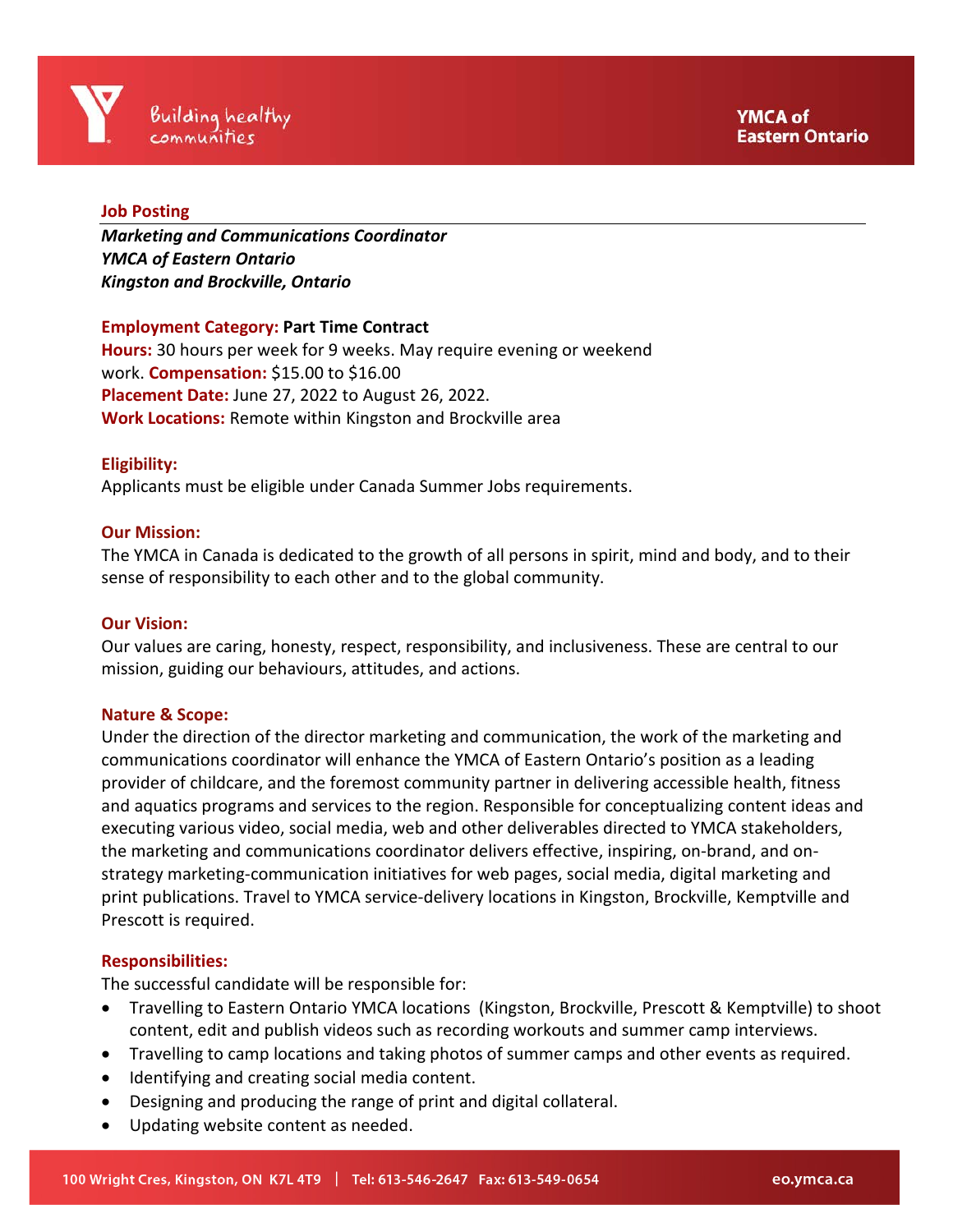Building healthy communities

YMCA of Eastern Ontario

## Job Posting

***Marketing and Communications Coordinator***
***YMCA of Eastern Ontario***
***Kingston and Brockville, Ontario***

**Employment Category: Part Time Contract**
**Hours:** 30 hours per week for 9 weeks. May require evening or weekend work. **Compensation:** $15.00 to $16.00
**Placement Date:** June 27, 2022 to August 26, 2022.
**Work Locations:** Remote within Kingston and Brockville area

**Eligibility:**
Applicants must be eligible under Canada Summer Jobs requirements.

**Our Mission:**
The YMCA in Canada is dedicated to the growth of all persons in spirit, mind and body, and to their sense of responsibility to each other and to the global community.

**Our Vision:**
Our values are caring, honesty, respect, responsibility, and inclusiveness. These are central to our mission, guiding our behaviours, attitudes, and actions.

**Nature & Scope:**
Under the direction of the director marketing and communication, the work of the marketing and communications coordinator will enhance the YMCA of Eastern Ontario's position as a leading provider of childcare, and the foremost community partner in delivering accessible health, fitness and aquatics programs and services to the region. Responsible for conceptualizing content ideas and executing various video, social media, web and other deliverables directed to YMCA stakeholders, the marketing and communications coordinator delivers effective, inspiring, on-brand, and on-strategy marketing-communication initiatives for web pages, social media, digital marketing and print publications. Travel to YMCA service-delivery locations in Kingston, Brockville, Kemptville and Prescott is required.

**Responsibilities:**
The successful candidate will be responsible for:

- Travelling to Eastern Ontario YMCA locations (Kingston, Brockville, Prescott & Kemptville) to shoot content, edit and publish videos such as recording workouts and summer camp interviews.
- Travelling to camp locations and taking photos of summer camps and other events as required.
- Identifying and creating social media content.
- Designing and producing the range of print and digital collateral.
- Updating website content as needed.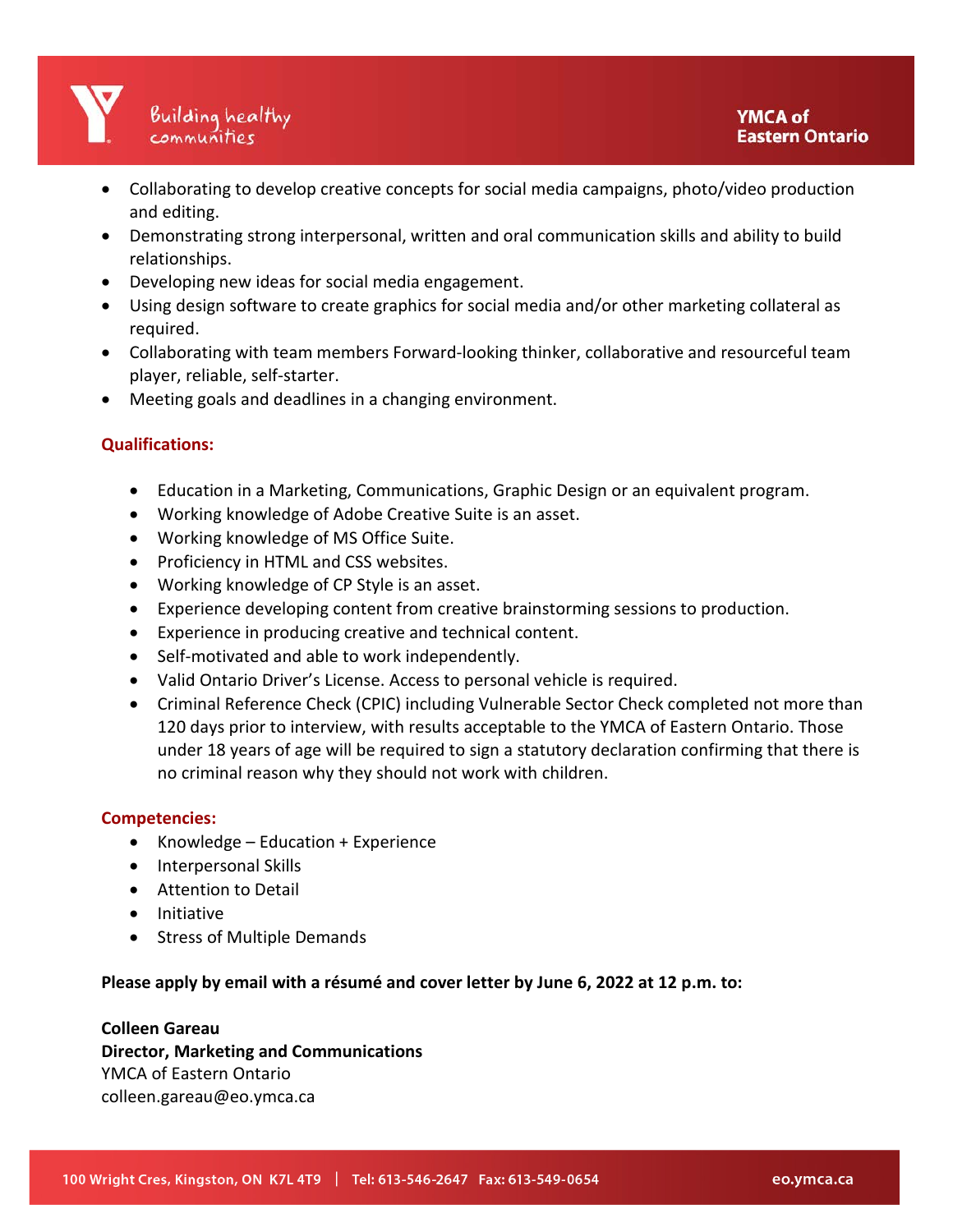- Collaborating to develop creative concepts for social media campaigns, photo/video production and editing.
- Demonstrating strong interpersonal, written and oral communication skills and ability to build relationships.
- Developing new ideas for social media engagement.
- Using design software to create graphics for social media and/or other marketing collateral as required.
- Collaborating with team members Forward-looking thinker, collaborative and resourceful team player, reliable, self-starter.
- Meeting goals and deadlines in a changing environment.

**Qualifications:**

- Education in a Marketing, Communications, Graphic Design or an equivalent program.
- Working knowledge of Adobe Creative Suite is an asset.
- Working knowledge of MS Office Suite.
- Proficiency in HTML and CSS websites.
- Working knowledge of CP Style is an asset.
- Experience developing content from creative brainstorming sessions to production.
- Experience in producing creative and technical content.
- Self-motivated and able to work independently.
- Valid Ontario Driver's License. Access to personal vehicle is required.
- Criminal Reference Check (CPIC) including Vulnerable Sector Check completed not more than 120 days prior to interview, with results acceptable to the YMCA of Eastern Ontario. Those under 18 years of age will be required to sign a statutory declaration confirming that there is no criminal reason why they should not work with children.

**Competencies:**

- Knowledge – Education + Experience
- Interpersonal Skills
- Attention to Detail
- Initiative
- Stress of Multiple Demands

**Please apply by email with a résumé and cover letter by June 6, 2022 at 12 p.m. to:**

**Colleen Gareau**
**Director, Marketing and Communications**
YMCA of Eastern Ontario
colleen.gareau@eo.ymca.ca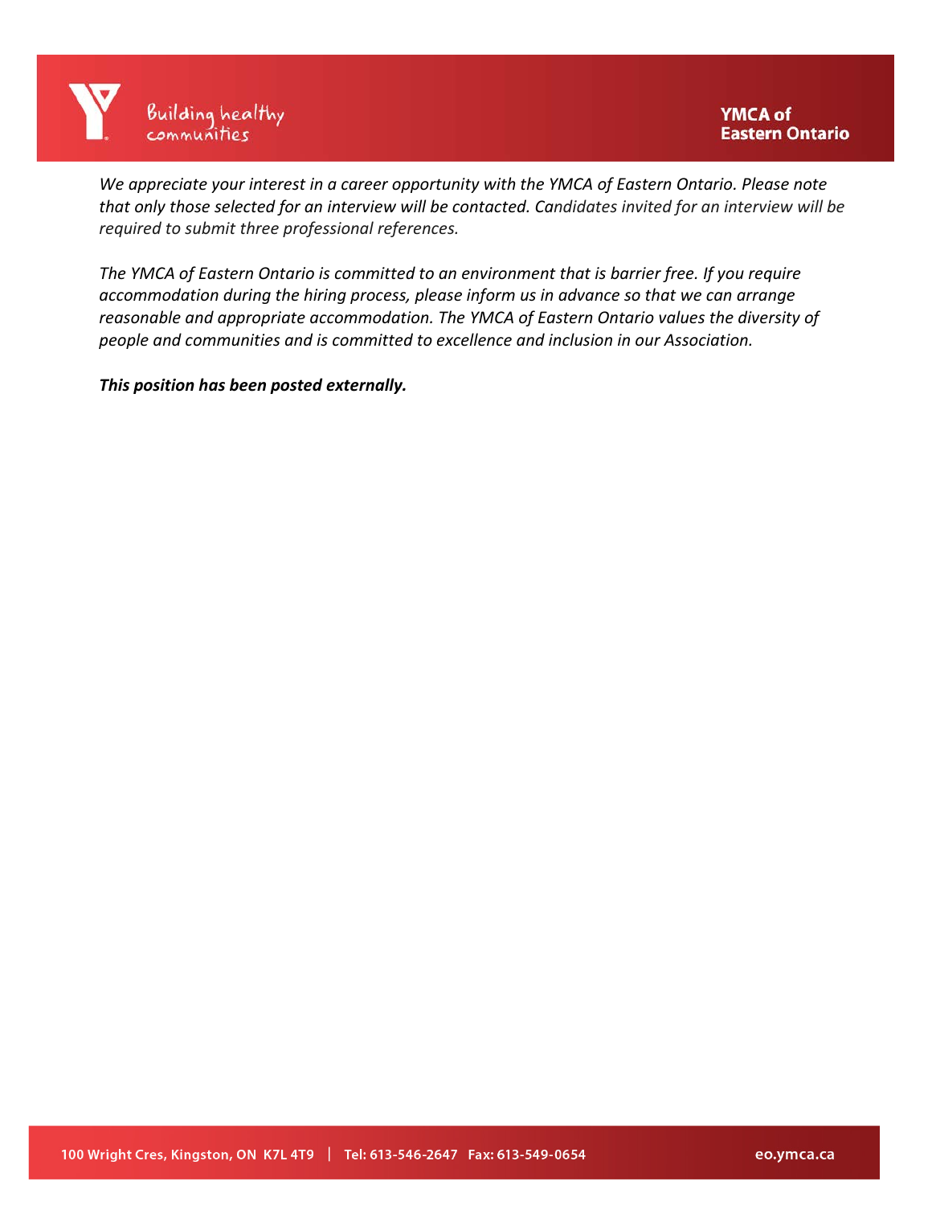*We appreciate your interest in a career opportunity with the YMCA of Eastern Ontario. Please note that only those selected for an interview will be contacted. Candidates invited for an interview will be required to submit three professional references.*

*The YMCA of Eastern Ontario is committed to an environment that is barrier free. If you require accommodation during the hiring process, please inform us in advance so that we can arrange reasonable and appropriate accommodation. The YMCA of Eastern Ontario values the diversity of people and communities and is committed to excellence and inclusion in our Association.*

***This position has been posted externally.***